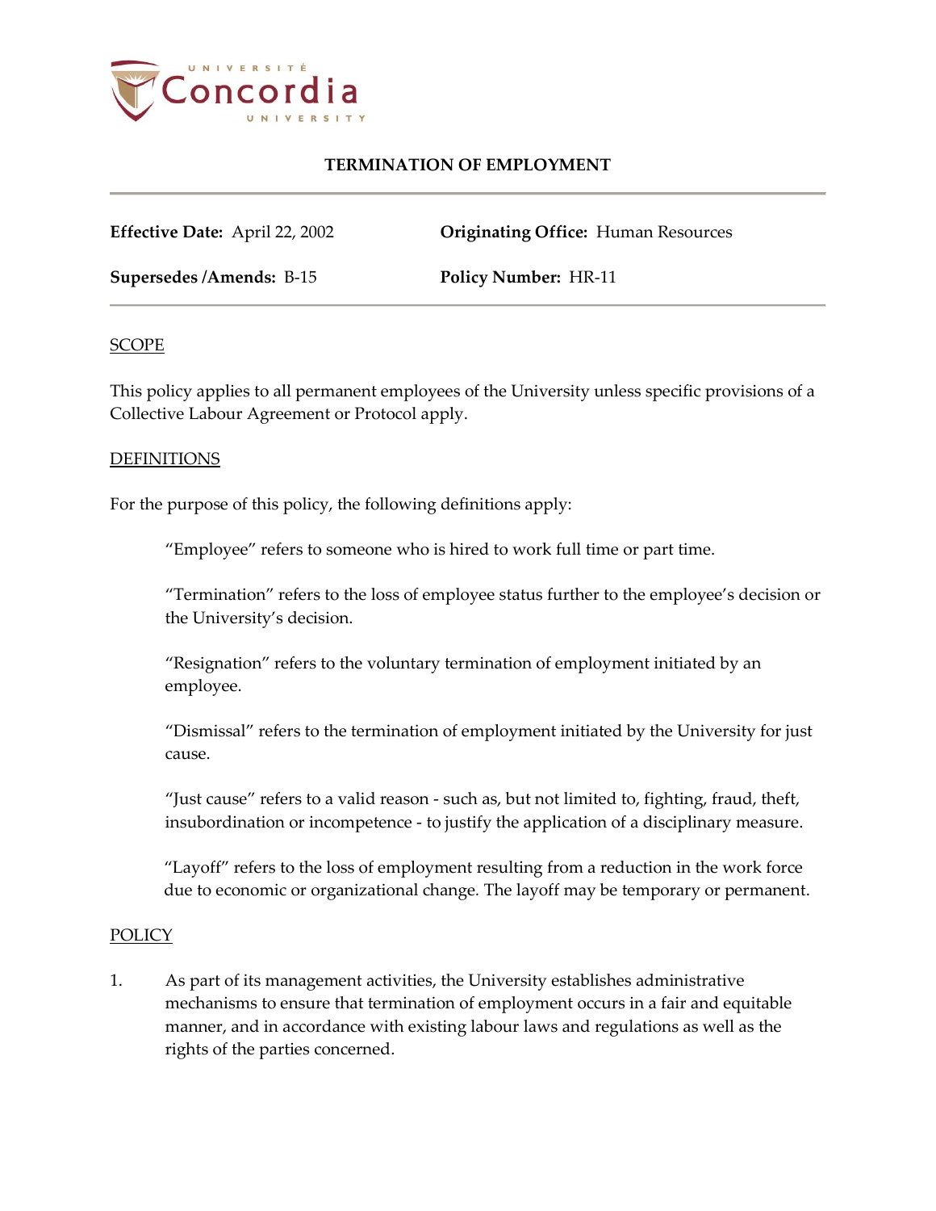# TERMINATION OF EMPLOYMENT

**Effective Date:** April 22, 2002

**Originating Office:** Human Resources

**Supersedes /Amends:** B-15

**Policy Number:** HR-11

## SCOPE

This policy applies to all permanent employees of the University unless specific provisions of a Collective Labour Agreement or Protocol apply.

## DEFINITIONS

For the purpose of this policy, the following definitions apply:

"Employee" refers to someone who is hired to work full time or part time.

"Termination" refers to the loss of employee status further to the employee's decision or the University's decision.

"Resignation" refers to the voluntary termination of employment initiated by an employee.

"Dismissal" refers to the termination of employment initiated by the University for just cause.

"Just cause" refers to a valid reason - such as, but not limited to, fighting, fraud, theft, insubordination or incompetence - to justify the application of a disciplinary measure.

"Layoff" refers to the loss of employment resulting from a reduction in the work force due to economic or organizational change. The layoff may be temporary or permanent.

## POLICY

1. As part of its management activities, the University establishes administrative mechanisms to ensure that termination of employment occurs in a fair and equitable manner, and in accordance with existing labour laws and regulations as well as the rights of the parties concerned.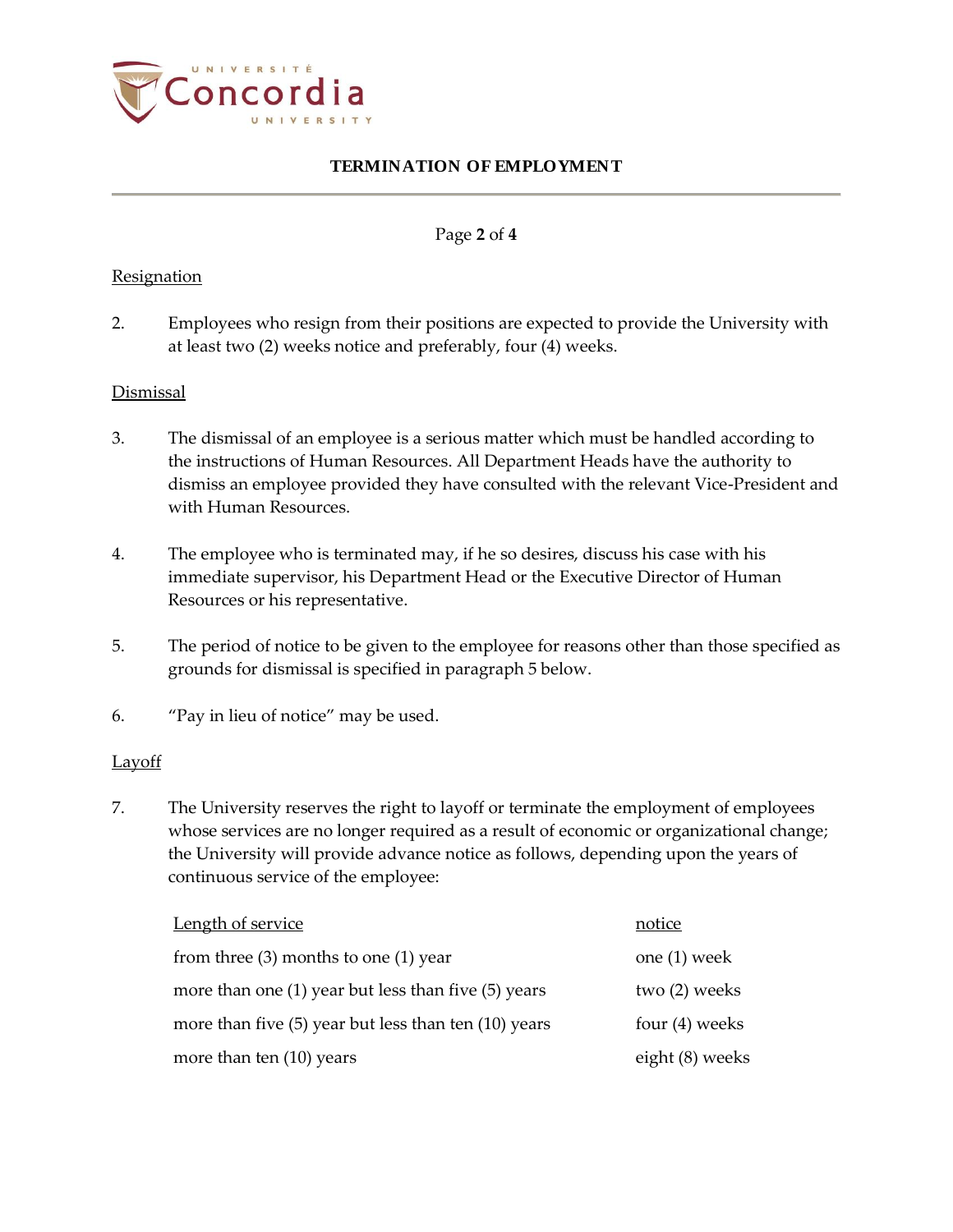## Resignation

2. Employees who resign from their positions are expected to provide the University with at least two (2) weeks notice and preferably, four (4) weeks.

## Dismissal

3. The dismissal of an employee is a serious matter which must be handled according to the instructions of Human Resources. All Department Heads have the authority to dismiss an employee provided they have consulted with the relevant Vice-President and with Human Resources.

4. The employee who is terminated may, if he so desires, discuss his case with his immediate supervisor, his Department Head or the Executive Director of Human Resources or his representative.

5. The period of notice to be given to the employee for reasons other than those specified as grounds for dismissal is specified in paragraph 5 below.

6. "Pay in lieu of notice" may be used.

## Layoff

7. The University reserves the right to layoff or terminate the employment of employees whose services are no longer required as a result of economic or organizational change; the University will provide advance notice as follows, depending upon the years of continuous service of the employee:

| Length of service | notice |
|---|---|
| from three (3) months to one (1) year | one (1) week |
| more than one (1) year but less than five (5) years | two (2) weeks |
| more than five (5) year but less than ten (10) years | four (4) weeks |
| more than ten (10) years | eight (8) weeks |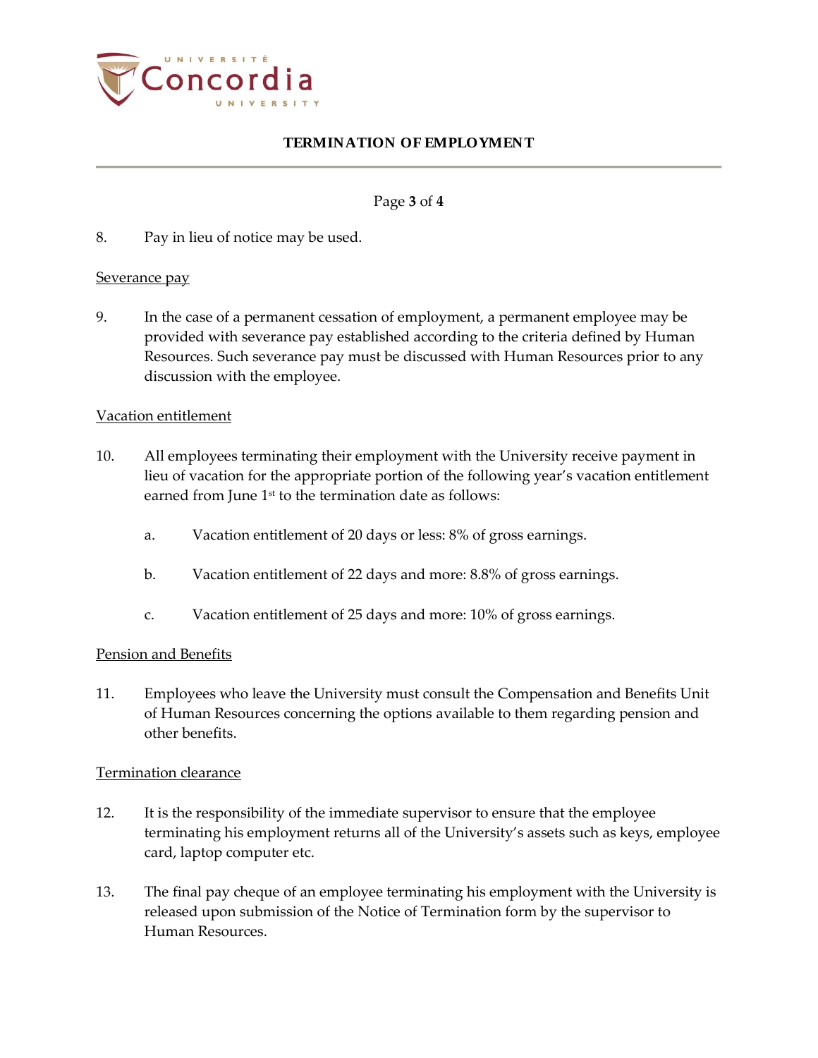8. Pay in lieu of notice may be used.

<u>Severance pay</u>

9. In the case of a permanent cessation of employment, a permanent employee may be provided with severance pay established according to the criteria defined by Human Resources. Such severance pay must be discussed with Human Resources prior to any discussion with the employee.

<u>Vacation entitlement</u>

10. All employees terminating their employment with the University receive payment in lieu of vacation for the appropriate portion of the following year's vacation entitlement earned from June 1st to the termination date as follows:

    a. Vacation entitlement of 20 days or less: 8% of gross earnings.

    b. Vacation entitlement of 22 days and more: 8.8% of gross earnings.

    c. Vacation entitlement of 25 days and more: 10% of gross earnings.

<u>Pension and Benefits</u>

11. Employees who leave the University must consult the Compensation and Benefits Unit of Human Resources concerning the options available to them regarding pension and other benefits.

<u>Termination clearance</u>

12. It is the responsibility of the immediate supervisor to ensure that the employee terminating his employment returns all of the University's assets such as keys, employee card, laptop computer etc.

13. The final pay cheque of an employee terminating his employment with the University is released upon submission of the Notice of Termination form by the supervisor to Human Resources.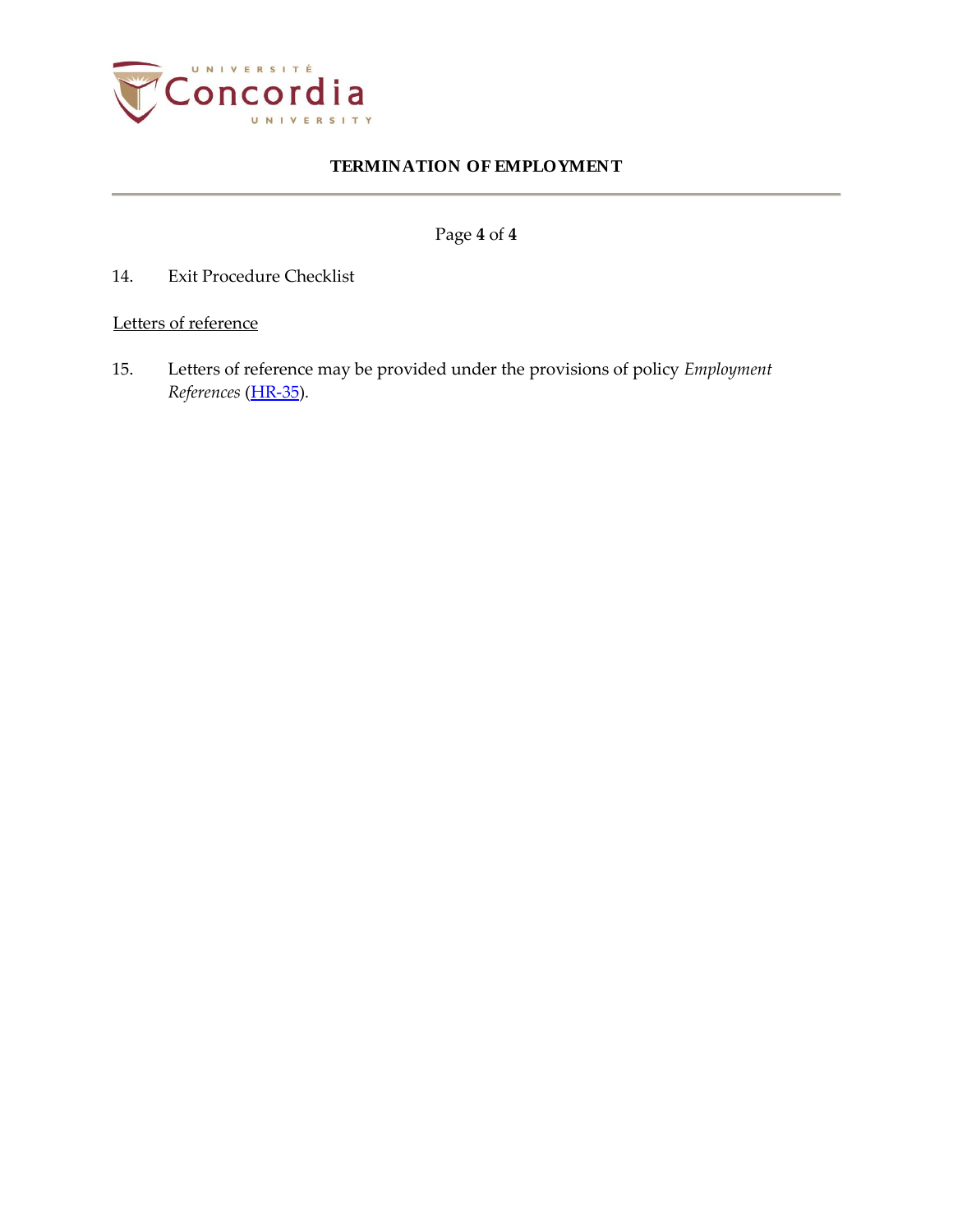14. Exit Procedure Checklist

Letters of reference

15. Letters of reference may be provided under the provisions of policy *Employment References* (HR-35).